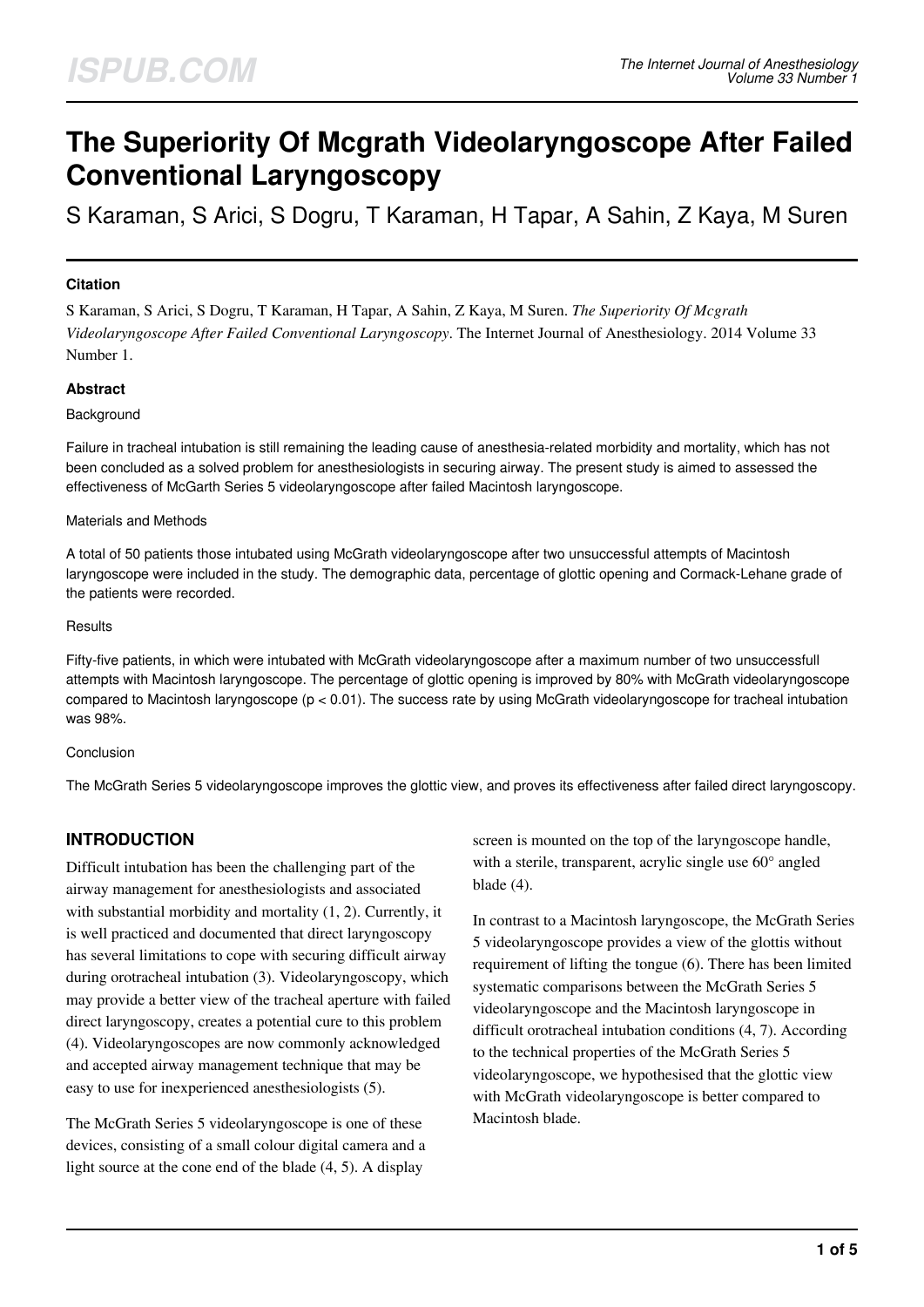# The Superiority Of Mcgrath Videolaryngoscope After Failed Conventional Laryngoscopy

S Karaman, S Arici, S Dogru, T Karaman, H Tapar, A Sahin, Z Kaya, M Suren

## Citation

S Karaman, S Arici, S Dogru, T Karaman, H Tapar, A Sahin, Z Kaya, M Suren. *The Superiority Of Mcgrath Videolaryngoscope After Failed Conventional Laryngoscopy*. The Internet Journal of Anesthesiology. 2014 Volume 33 Number 1.

## Abstract

Background

Failure in tracheal intubation is still remaining the leading cause of anesthesia-related morbidity and mortality, which has not been concluded as a solved problem for anesthesiologists in securing airway. The present study is aimed to assessed the effectiveness of McGarth Series 5 videolaryngoscope after failed Macintosh laryngoscope.

Materials and Methods

A total of 50 patients those intubated using McGrath videolaryngoscope after two unsuccessful attempts of Macintosh laryngoscope were included in the study. The demographic data, percentage of glottic opening and Cormack-Lehane grade of the patients were recorded.

Results

Fifty-five patients, in which were intubated with McGrath videolaryngoscope after a maximum number of two unsuccessfull attempts with Macintosh laryngoscope. The percentage of glottic opening is improved by 80% with McGrath videolaryngoscope compared to Macintosh laryngoscope ($p < 0.01$). The success rate by using McGrath videolaryngoscope for tracheal intubation was 98%.

Conclusion

The McGrath Series 5 videolaryngoscope improves the glottic view, and proves its effectiveness after failed direct laryngoscopy.

## INTRODUCTION

Difficult intubation has been the challenging part of the airway management for anesthesiologists and associated with substantial morbidity and mortality (1, 2). Currently, it is well practiced and documented that direct laryngoscopy has several limitations to cope with securing difficult airway during orotracheal intubation (3). Videolaryngoscopy, which may provide a better view of the tracheal aperture with failed direct laryngoscopy, creates a potential cure to this problem (4). Videolaryngoscopes are now commonly acknowledged and accepted airway management technique that may be easy to use for inexperienced anesthesiologists (5).

The McGrath Series 5 videolaryngoscope is one of these devices, consisting of a small colour digital camera and a light source at the cone end of the blade (4, 5). A display screen is mounted on the top of the laryngoscope handle, with a sterile, transparent, acrylic single use 60° angled blade (4).

In contrast to a Macintosh laryngoscope, the McGrath Series 5 videolaryngoscope provides a view of the glottis without requirement of lifting the tongue (6). There has been limited systematic comparisons between the McGrath Series 5 videolaryngoscope and the Macintosh laryngoscope in difficult orotracheal intubation conditions (4, 7). According to the technical properties of the McGrath Series 5 videolaryngoscope, we hypothesised that the glottic view with McGrath videolaryngoscope is better compared to Macintosh blade.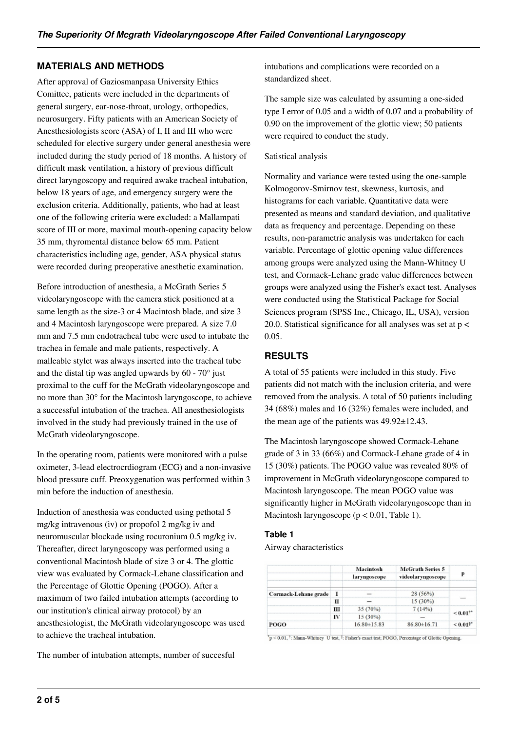## MATERIALS AND METHODS

After approval of Gaziosmanpasa University Ethics Comittee, patients were included in the departments of general surgery, ear-nose-throat, urology, orthopedics, neurosurgery. Fifty patients with an American Society of Anesthesiologists score (ASA) of I, II and III who were scheduled for elective surgery under general anesthesia were included during the study period of 18 months. A history of difficult mask ventilation, a history of previous difficult direct laryngoscopy and required awake tracheal intubation, below 18 years of age, and emergency surgery were the exclusion criteria. Additionally, patients, who had at least one of the following criteria were excluded: a Mallampati score of III or more, maximal mouth-opening capacity below 35 mm, thyromental distance below 65 mm. Patient characteristics including age, gender, ASA physical status were recorded during preoperative anesthetic examination.

Before introduction of anesthesia, a McGrath Series 5 videolaryngoscope with the camera stick positioned at a same length as the size-3 or 4 Macintosh blade, and size 3 and 4 Macintosh laryngoscope were prepared. A size 7.0 mm and 7.5 mm endotracheal tube were used to intubate the trachea in female and male patients, respectively. A malleable stylet was always inserted into the tracheal tube and the distal tip was angled upwards by 60 - 70° just proximal to the cuff for the McGrath videolaryngoscope and no more than 30° for the Macintosh laryngoscope, to achieve a successful intubation of the trachea. All anesthesiologists involved in the study had previously trained in the use of McGrath videolaryngoscope.

In the operating room, patients were monitored with a pulse oximeter, 3-lead electrocrdiogram (ECG) and a non-invasive blood pressure cuff. Preoxygenation was performed within 3 min before the induction of anesthesia.

Induction of anesthesia was conducted using pethotal 5 mg/kg intravenous (iv) or propofol 2 mg/kg iv and neuromuscular blockade using rocuronium 0.5 mg/kg iv. Thereafter, direct laryngoscopy was performed using a conventional Macintosh blade of size 3 or 4. The glottic view was evaluated by Cormack-Lehane classification and the Percentage of Glottic Opening (POGO). After a maximum of two failed intubation attempts (according to our institution's clinical airway protocol) by an anesthesiologist, the McGrath videolaryngoscope was used to achieve the tracheal intubation.

The number of intubation attempts, number of succesful intubations and complications were recorded on a standardized sheet.

The sample size was calculated by assuming a one-sided type I error of 0.05 and a width of 0.07 and a probability of 0.90 on the improvement of the glottic view; 50 patients were required to conduct the study.

Satistical analysis

Normality and variance were tested using the one-sample Kolmogorov-Smirnov test, skewness, kurtosis, and histograms for each variable. Quantitative data were presented as means and standard deviation, and qualitative data as frequency and percentage. Depending on these results, non-parametric analysis was undertaken for each variable. Percentage of glottic opening value differences among groups were analyzed using the Mann-Whitney U test, and Cormack-Lehane grade value differences between groups were analyzed using the Fisher's exact test. Analyses were conducted using the Statistical Package for Social Sciences program (SPSS Inc., Chicago, IL, USA), version 20.0. Statistical significance for all analyses was set at $p < 0.05$.

## RESULTS

A total of 55 patients were included in this study. Five patients did not match with the inclusion criteria, and were removed from the analysis. A total of 50 patients including 34 (68%) males and 16 (32%) females were included, and the mean age of the patients was 49.92±12.43.

The Macintosh laryngoscope showed Cormack-Lehane grade of 3 in 33 (66%) and Cormack-Lehane grade of 4 in 15 (30%) patients. The POGO value was revealed 80% of improvement in McGrath videolaryngoscope compared to Macintosh laryngoscope. The mean POGO value was significantly higher in McGrath videolaryngoscope than in Macintosh laryngoscope ($p < 0.01$, Table 1).

### Table 1

Airway characteristics

| | | Macintosh laryngoscope | McGrath Series 5 videolaryngoscope | p |
|---|---|---|---|---|
| Cormack-Lehane grade | I | – | 28 (56%) | — |
| | II | – | 15 (30%) | |
| | III | 35 (70%) | 7 (14%) | < 0.01†* |
| | IV | 15 (30%) | – | |
| POGO | | 16.80±15.83 | 86.80±16.71 | < 0.01‡* |

*p < 0.01, †: Mann-Whitney U test, ‡: Fisher's exact test; POGO, Percentage of Glottic Opening.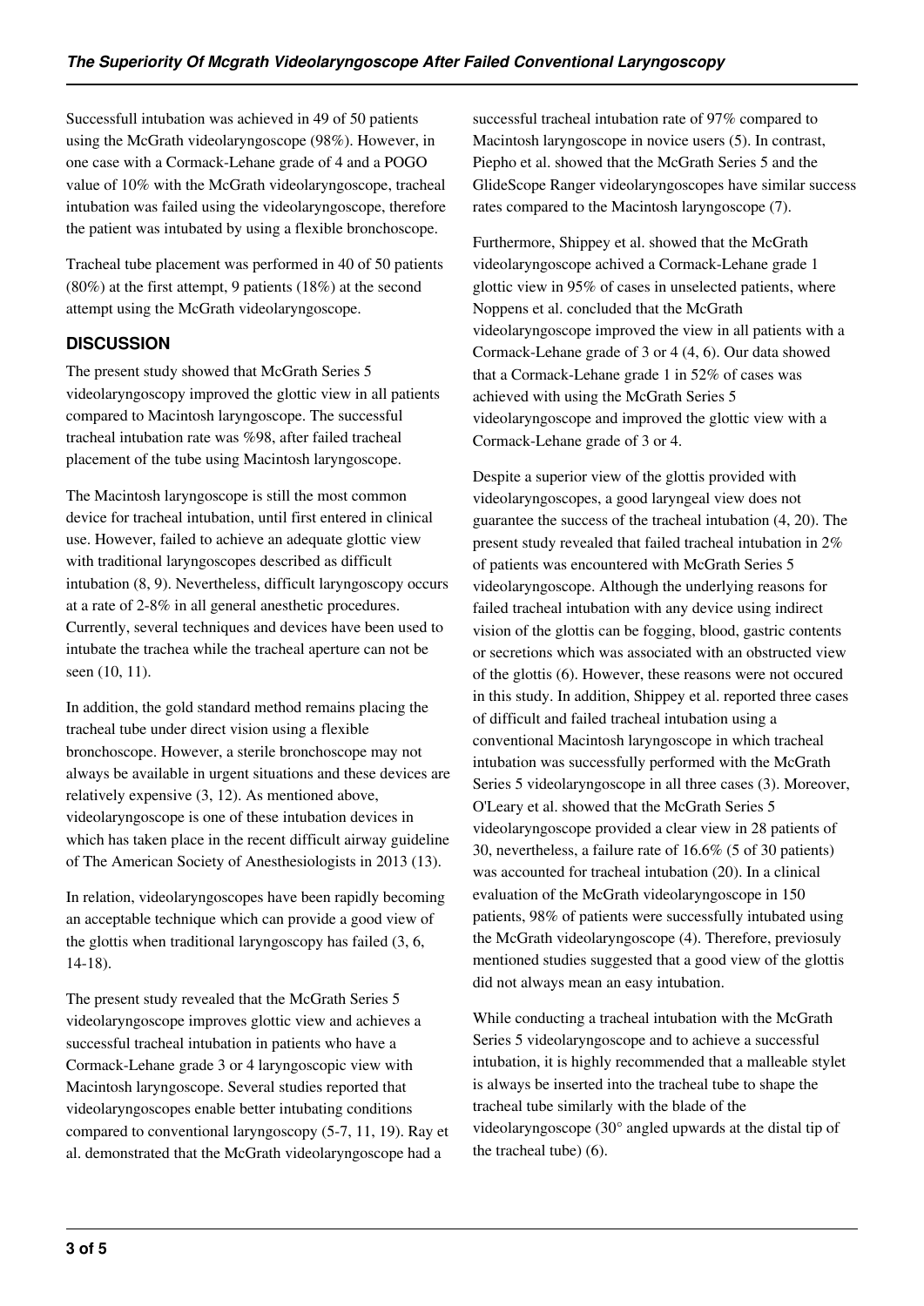Successfull intubation was achieved in 49 of 50 patients using the McGrath videolaryngoscope (98%). However, in one case with a Cormack-Lehane grade of 4 and a POGO value of 10% with the McGrath videolaryngoscope, tracheal intubation was failed using the videolaryngoscope, therefore the patient was intubated by using a flexible bronchoscope.

Tracheal tube placement was performed in 40 of 50 patients (80%) at the first attempt, 9 patients (18%) at the second attempt using the McGrath videolaryngoscope.

## DISCUSSION

The present study showed that McGrath Series 5 videolaryngoscopy improved the glottic view in all patients compared to Macintosh laryngoscope. The successful tracheal intubation rate was %98, after failed tracheal placement of the tube using Macintosh laryngoscope.

The Macintosh laryngoscope is still the most common device for tracheal intubation, until first entered in clinical use. However, failed to achieve an adequate glottic view with traditional laryngoscopes described as difficult intubation (8, 9). Nevertheless, difficult laryngoscopy occurs at a rate of 2-8% in all general anesthetic procedures. Currently, several techniques and devices have been used to intubate the trachea while the tracheal aperture can not be seen (10, 11).

In addition, the gold standard method remains placing the tracheal tube under direct vision using a flexible bronchoscope. However, a sterile bronchoscope may not always be available in urgent situations and these devices are relatively expensive (3, 12). As mentioned above, videolaryngoscope is one of these intubation devices in which has taken place in the recent difficult airway guideline of The American Society of Anesthesiologists in 2013 (13).

In relation, videolaryngoscopes have been rapidly becoming an acceptable technique which can provide a good view of the glottis when traditional laryngoscopy has failed (3, 6, 14-18).

The present study revealed that the McGrath Series 5 videolaryngoscope improves glottic view and achieves a successful tracheal intubation in patients who have a Cormack-Lehane grade 3 or 4 laryngoscopic view with Macintosh laryngoscope. Several studies reported that videolaryngoscopes enable better intubating conditions compared to conventional laryngoscopy (5-7, 11, 19). Ray et al. demonstrated that the McGrath videolaryngoscope had a successful tracheal intubation rate of 97% compared to Macintosh laryngoscope in novice users (5). In contrast, Piepho et al. showed that the McGrath Series 5 and the GlideScope Ranger videolaryngoscopes have similar success rates compared to the Macintosh laryngoscope (7).

Furthermore, Shippey et al. showed that the McGrath videolaryngoscope achived a Cormack-Lehane grade 1 glottic view in 95% of cases in unselected patients, where Noppens et al. concluded that the McGrath videolaryngoscope improved the view in all patients with a Cormack-Lehane grade of 3 or 4 (4, 6). Our data showed that a Cormack-Lehane grade 1 in 52% of cases was achieved with using the McGrath Series 5 videolaryngoscope and improved the glottic view with a Cormack-Lehane grade of 3 or 4.

Despite a superior view of the glottis provided with videolaryngoscopes, a good laryngeal view does not guarantee the success of the tracheal intubation (4, 20). The present study revealed that failed tracheal intubation in 2% of patients was encountered with McGrath Series 5 videolaryngoscope. Although the underlying reasons for failed tracheal intubation with any device using indirect vision of the glottis can be fogging, blood, gastric contents or secretions which was associated with an obstructed view of the glottis (6). However, these reasons were not occured in this study. In addition, Shippey et al. reported three cases of difficult and failed tracheal intubation using a conventional Macintosh laryngoscope in which tracheal intubation was successfully performed with the McGrath Series 5 videolaryngoscope in all three cases (3). Moreover, O'Leary et al. showed that the McGrath Series 5 videolaryngoscope provided a clear view in 28 patients of 30, nevertheless, a failure rate of 16.6% (5 of 30 patients) was accounted for tracheal intubation (20). In a clinical evaluation of the McGrath videolaryngoscope in 150 patients, 98% of patients were successfully intubated using the McGrath videolaryngoscope (4). Therefore, previosuly mentioned studies suggested that a good view of the glottis did not always mean an easy intubation.

While conducting a tracheal intubation with the McGrath Series 5 videolaryngoscope and to achieve a successful intubation, it is highly recommended that a malleable stylet is always be inserted into the tracheal tube to shape the tracheal tube similarly with the blade of the videolaryngoscope (30° angled upwards at the distal tip of the tracheal tube) (6).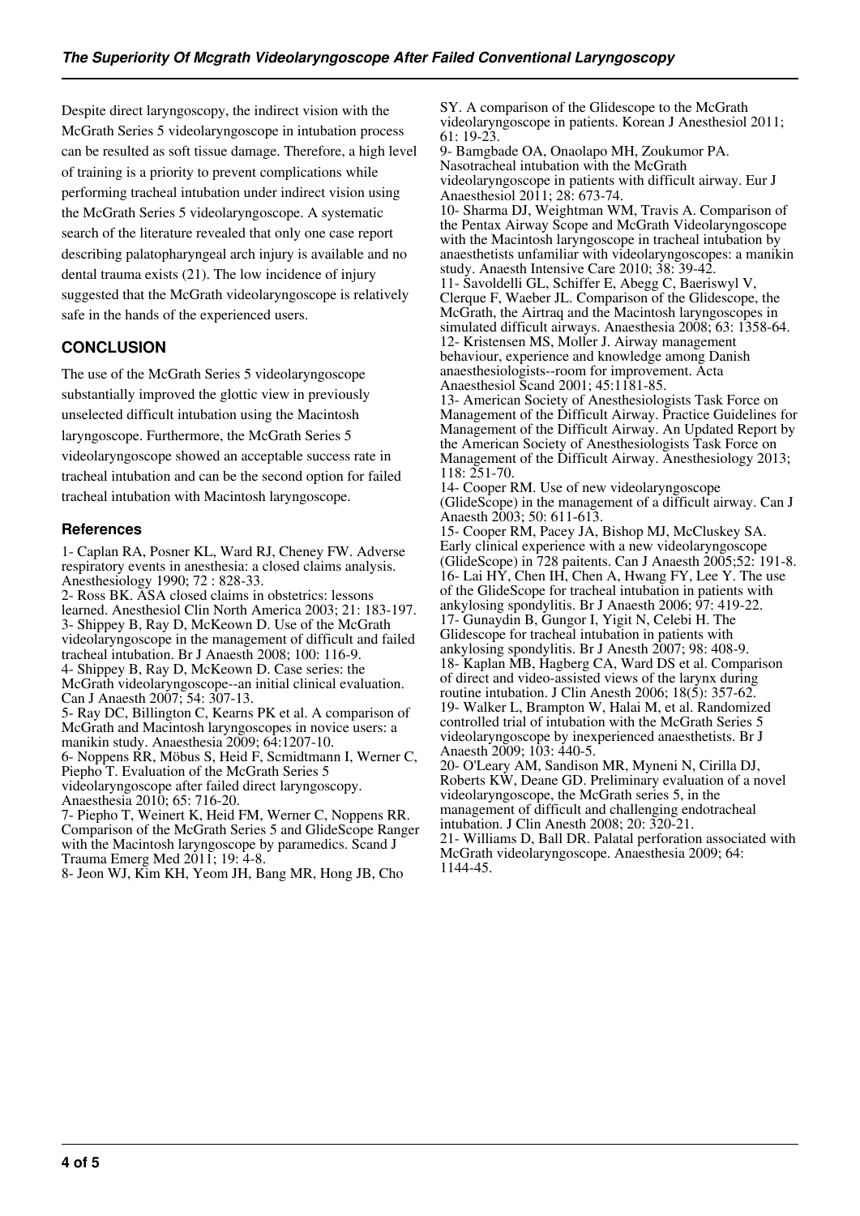Despite direct laryngoscopy, the indirect vision with the McGrath Series 5 videolaryngoscope in intubation process can be resulted as soft tissue damage. Therefore, a high level of training is a priority to prevent complications while performing tracheal intubation under indirect vision using the McGrath Series 5 videolaryngoscope. A systematic search of the literature revealed that only one case report describing palatopharyngeal arch injury is available and no dental trauma exists (21). The low incidence of injury suggested that the McGrath videolaryngoscope is relatively safe in the hands of the experienced users.

## CONCLUSION

The use of the McGrath Series 5 videolaryngoscope substantially improved the glottic view in previously unselected difficult intubation using the Macintosh laryngoscope. Furthermore, the McGrath Series 5 videolaryngoscope showed an acceptable success rate in tracheal intubation and can be the second option for failed tracheal intubation with Macintosh laryngoscope.

### References

1- Caplan RA, Posner KL, Ward RJ, Cheney FW. Adverse respiratory events in anesthesia: a closed claims analysis. Anesthesiology 1990; 72 : 828-33.

2- Ross BK. ASA closed claims in obstetrics: lessons learned. Anesthesiol Clin North America 2003; 21: 183-197.

3- Shippey B, Ray D, McKeown D. Use of the McGrath videolaryngoscope in the management of difficult and failed tracheal intubation. Br J Anaesth 2008; 100: 116-9.

4- Shippey B, Ray D, McKeown D. Case series: the McGrath videolaryngoscope--an initial clinical evaluation. Can J Anaesth 2007; 54: 307-13.

5- Ray DC, Billington C, Kearns PK et al. A comparison of McGrath and Macintosh laryngoscopes in novice users: a manikin study. Anaesthesia 2009; 64:1207-10.

6- Noppens RR, Möbus S, Heid F, Scmidtmann I, Werner C, Piepho T. Evaluation of the McGrath Series 5 videolaryngoscope after failed direct laryngoscopy. Anaesthesia 2010; 65: 716-20.

7- Piepho T, Weinert K, Heid FM, Werner C, Noppens RR. Comparison of the McGrath Series 5 and GlideScope Ranger with the Macintosh laryngoscope by paramedics. Scand J Trauma Emerg Med 2011; 19: 4-8.

8- Jeon WJ, Kim KH, Yeom JH, Bang MR, Hong JB, Cho SY. A comparison of the Glidescope to the McGrath videolaryngoscope in patients. Korean J Anesthesiol 2011; 61: 19-23.

9- Bamgbade OA, Onaolapo MH, Zoukumor PA. Nasotracheal intubation with the McGrath videolaryngoscope in patients with difficult airway. Eur J Anaesthesiol 2011; 28: 673-74.

10- Sharma DJ, Weightman WM, Travis A. Comparison of the Pentax Airway Scope and McGrath Videolaryngoscope with the Macintosh laryngoscope in tracheal intubation by anaesthetists unfamiliar with videolaryngoscopes: a manikin study. Anaesth Intensive Care 2010; 38: 39-42.

11- Savoldelli GL, Schiffer E, Abegg C, Baeriswyl V, Clerque F, Waeber JL. Comparison of the Glidescope, the McGrath, the Airtraq and the Macintosh laryngoscopes in simulated difficult airways. Anaesthesia 2008; 63: 1358-64.

12- Kristensen MS, Moller J. Airway management behaviour, experience and knowledge among Danish anaesthesiologists--room for improvement. Acta Anaesthesiol Scand 2001; 45:1181-85.

13- American Society of Anesthesiologists Task Force on Management of the Difficult Airway. Practice Guidelines for Management of the Difficult Airway. An Updated Report by the American Society of Anesthesiologists Task Force on Management of the Difficult Airway. Anesthesiology 2013; 118: 251-70.

14- Cooper RM. Use of new videolaryngoscope (GlideScope) in the management of a difficult airway. Can J Anaesth 2003; 50: 611-613.

15- Cooper RM, Pacey JA, Bishop MJ, McCluskey SA. Early clinical experience with a new videolaryngoscope (GlideScope) in 728 paitents. Can J Anaesth 2005;52: 191-8.

16- Lai HY, Chen IH, Chen A, Hwang FY, Lee Y. The use of the GlideScope for tracheal intubation in patients with ankylosing spondylitis. Br J Anaesth 2006; 97: 419-22.

17- Gunaydin B, Gungor I, Yigit N, Celebi H. The Glidescope for tracheal intubation in patients with ankylosing spondylitis. Br J Anesth 2007; 98: 408-9.

18- Kaplan MB, Hagberg CA, Ward DS et al. Comparison of direct and video-assisted views of the larynx during routine intubation. J Clin Anesth 2006; 18(5): 357-62.

19- Walker L, Brampton W, Halai M, et al. Randomized controlled trial of intubation with the McGrath Series 5 videolaryngoscope by inexperienced anaesthetists. Br J Anaesth 2009; 103: 440-5.

20- O'Leary AM, Sandison MR, Myneni N, Cirilla DJ, Roberts KW, Deane GD. Preliminary evaluation of a novel videolaryngoscope, the McGrath series 5, in the management of difficult and challenging endotracheal intubation. J Clin Anesth 2008; 20: 320-21.

21- Williams D, Ball DR. Palatal perforation associated with McGrath videolaryngoscope. Anaesthesia 2009; 64: 1144-45.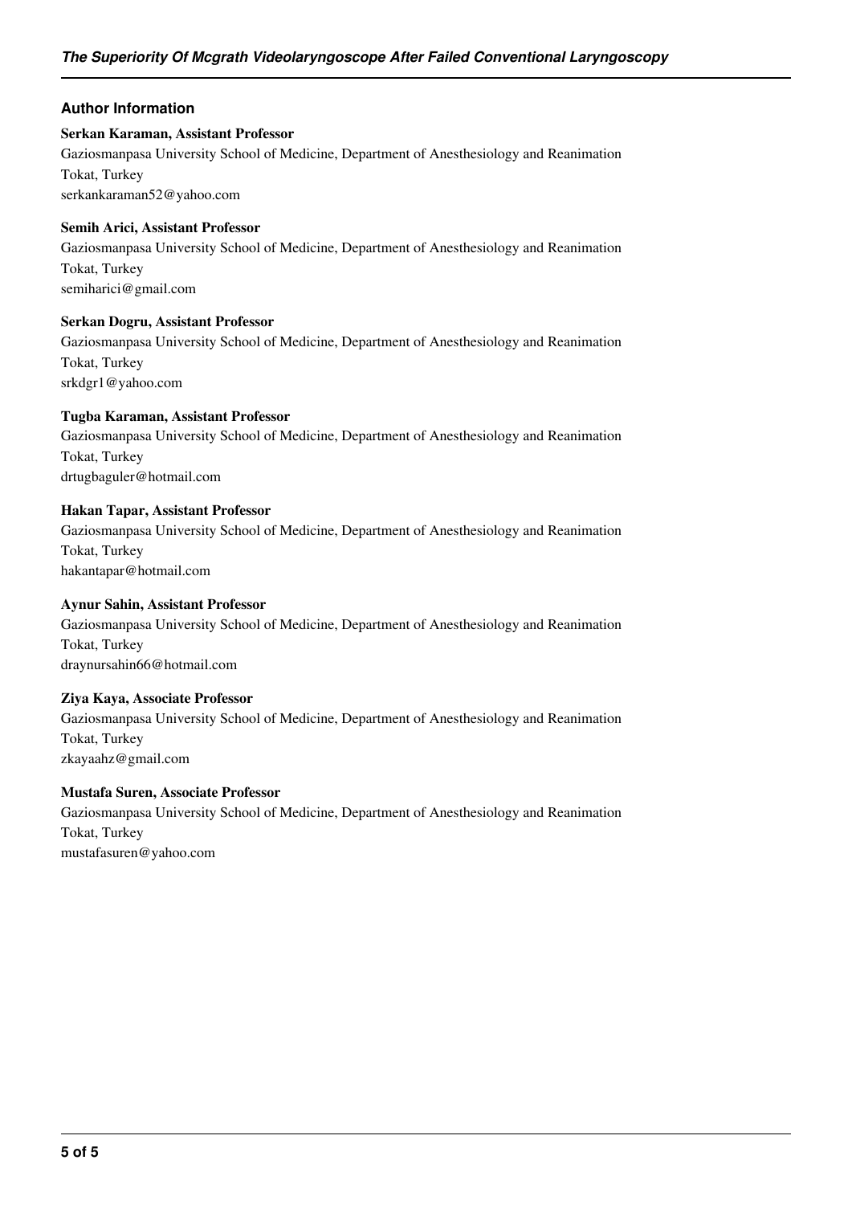### Author Information

**Serkan Karaman, Assistant Professor**
Gaziosmanpasa University School of Medicine, Department of Anesthesiology and Reanimation
Tokat, Turkey
serkankaraman52@yahoo.com

**Semih Arici, Assistant Professor**
Gaziosmanpasa University School of Medicine, Department of Anesthesiology and Reanimation
Tokat, Turkey
semiharici@gmail.com

**Serkan Dogru, Assistant Professor**
Gaziosmanpasa University School of Medicine, Department of Anesthesiology and Reanimation
Tokat, Turkey
srkdgr1@yahoo.com

**Tugba Karaman, Assistant Professor**
Gaziosmanpasa University School of Medicine, Department of Anesthesiology and Reanimation
Tokat, Turkey
drtugbaguler@hotmail.com

**Hakan Tapar, Assistant Professor**
Gaziosmanpasa University School of Medicine, Department of Anesthesiology and Reanimation
Tokat, Turkey
hakantapar@hotmail.com

**Aynur Sahin, Assistant Professor**
Gaziosmanpasa University School of Medicine, Department of Anesthesiology and Reanimation
Tokat, Turkey
draynursahin66@hotmail.com

**Ziya Kaya, Associate Professor**
Gaziosmanpasa University School of Medicine, Department of Anesthesiology and Reanimation
Tokat, Turkey
zkayaahz@gmail.com

**Mustafa Suren, Associate Professor**
Gaziosmanpasa University School of Medicine, Department of Anesthesiology and Reanimation
Tokat, Turkey
mustafasuren@yahoo.com